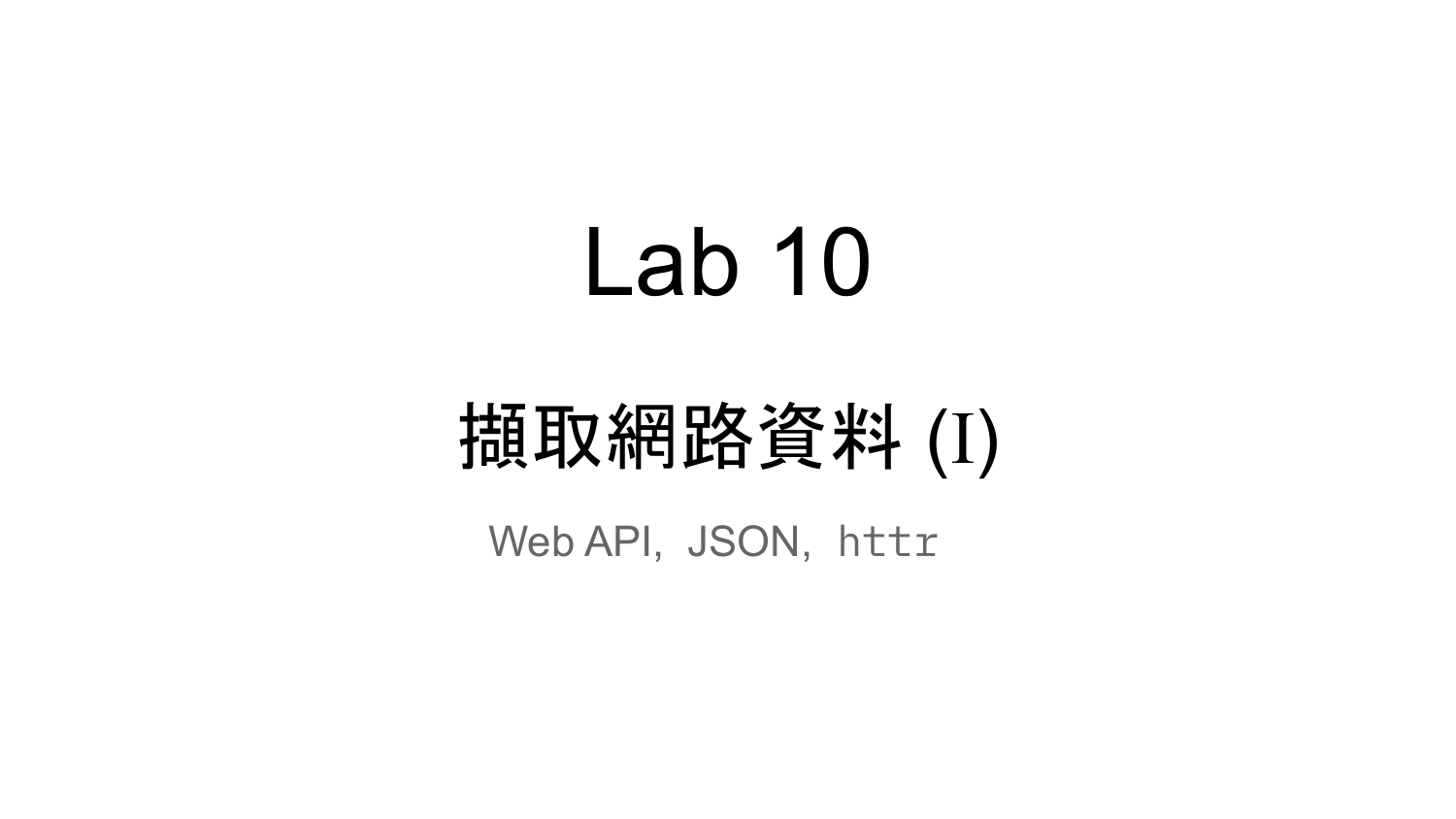# Lab 10

## 擷取網路資料 (I)

Web API, JSON, `httr`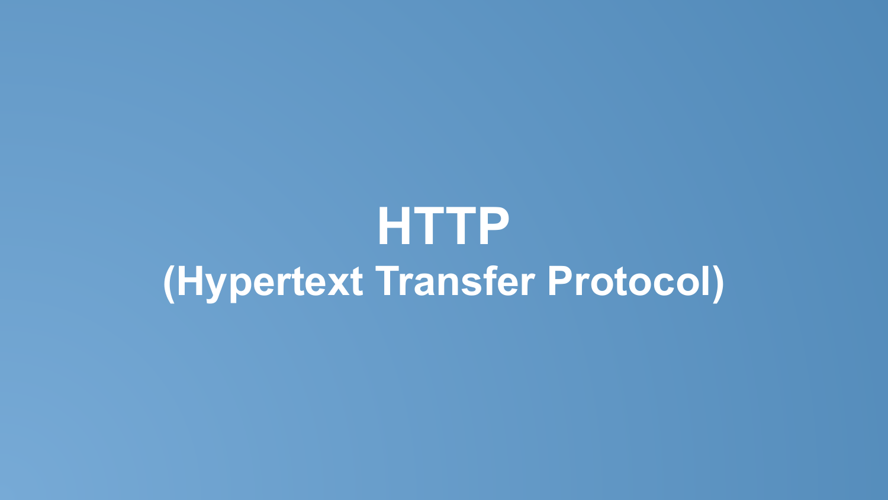# HTTP
## (Hypertext Transfer Protocol)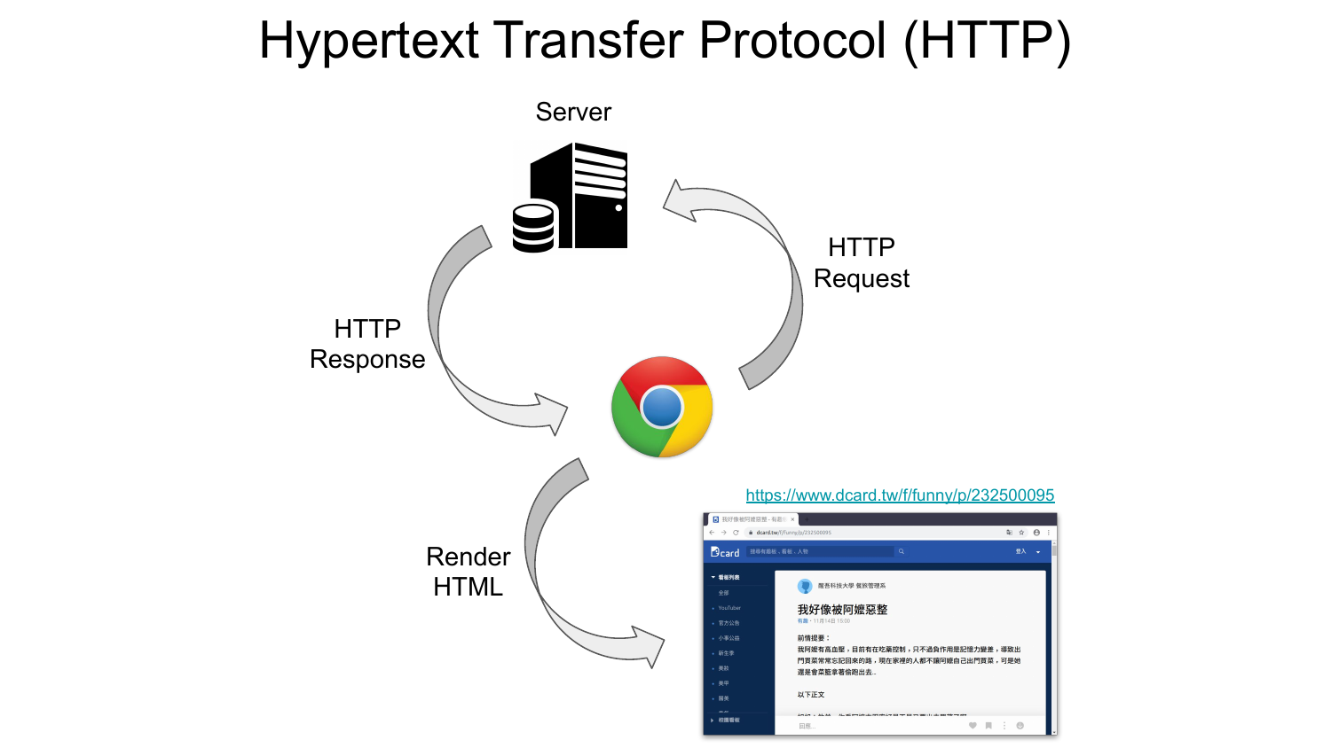# Hypertext Transfer Protocol (HTTP)

Server

HTTP Request

HTTP Response

Render HTML

https://www.dcard.tw/f/funny/p/232500095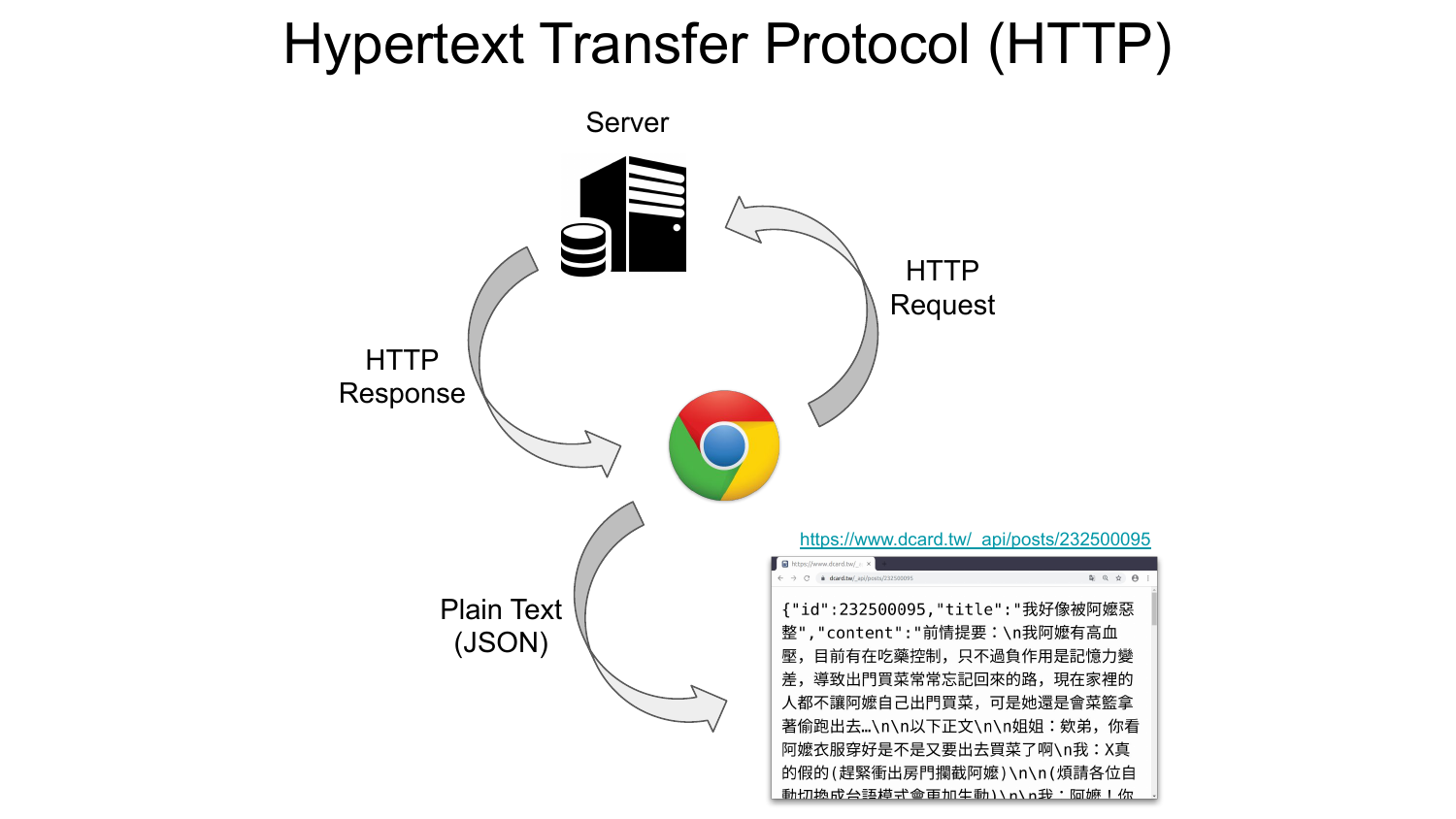# Hypertext Transfer Protocol (HTTP)

Server

HTTP Request

HTTP Response

Plain Text (JSON)

https://www.dcard.tw/_api/posts/232500095

```
{"id":232500095,"title":"我好像被阿嬤惡整","content":"前情提要：\n我阿嬤有高血壓，目前有在吃藥控制，只不過負作用是記憶力變差，導致出門買菜常常忘記回來的路，現在家裡的人都不讓阿嬤自己出門買菜，可是她還是會菜籃拿著偷跑出去…\n\n以下正文\n\n姐姐：欸弟，你看阿嬤衣服穿好是不是又要出去買菜了啊\n我：X真的假的(趕緊衝出房門攔截阿嬤)\n\n(煩請各位自動切換成台語模式會更加生動)\n\n我：阿嬤！你
```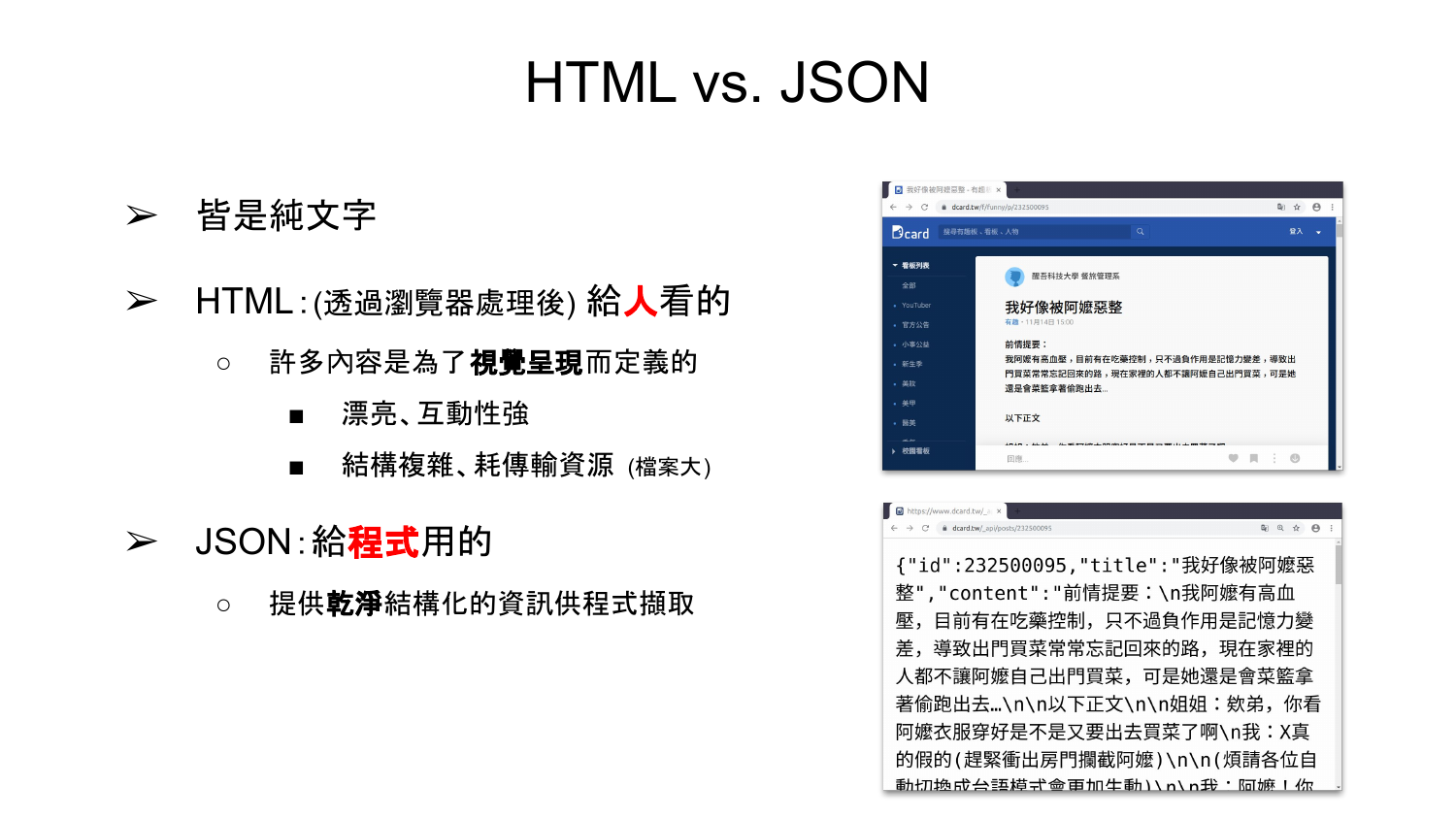# HTML vs. JSON

- 皆是純文字
- HTML : (透過瀏覽器處理後) 給**人**看的
  - 許多內容是為了**視覺呈現**而定義的
    - 漂亮、互動性強
    - 結構複雜、耗傳輸資源 (檔案大)
- JSON : 給**程式**用的
  - 提供**乾淨**結構化的資訊供程式擷取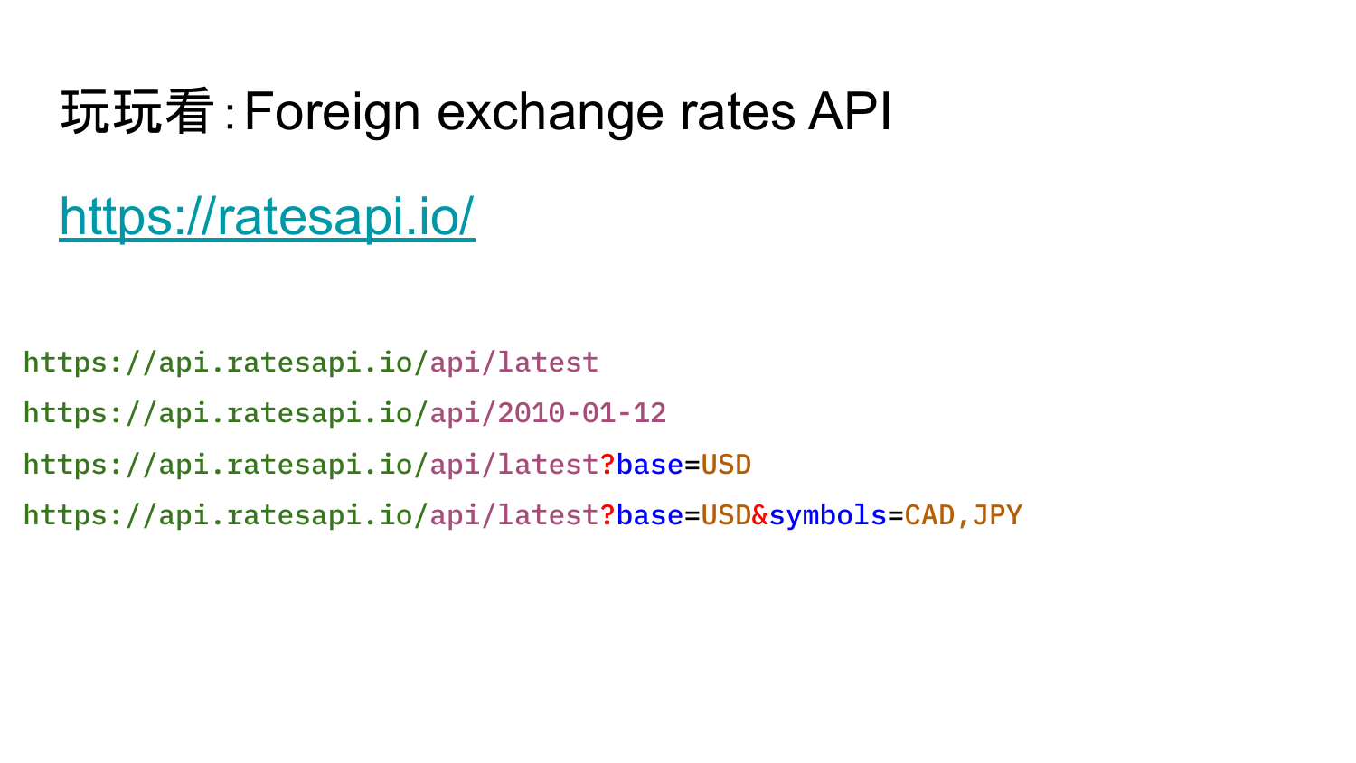# 玩玩看：Foreign exchange rates API

https://ratesapi.io/

```
https://api.ratesapi.io/api/latest
https://api.ratesapi.io/api/2010-01-12
https://api.ratesapi.io/api/latest?base=USD
https://api.ratesapi.io/api/latest?base=USD&symbols=CAD,JPY
```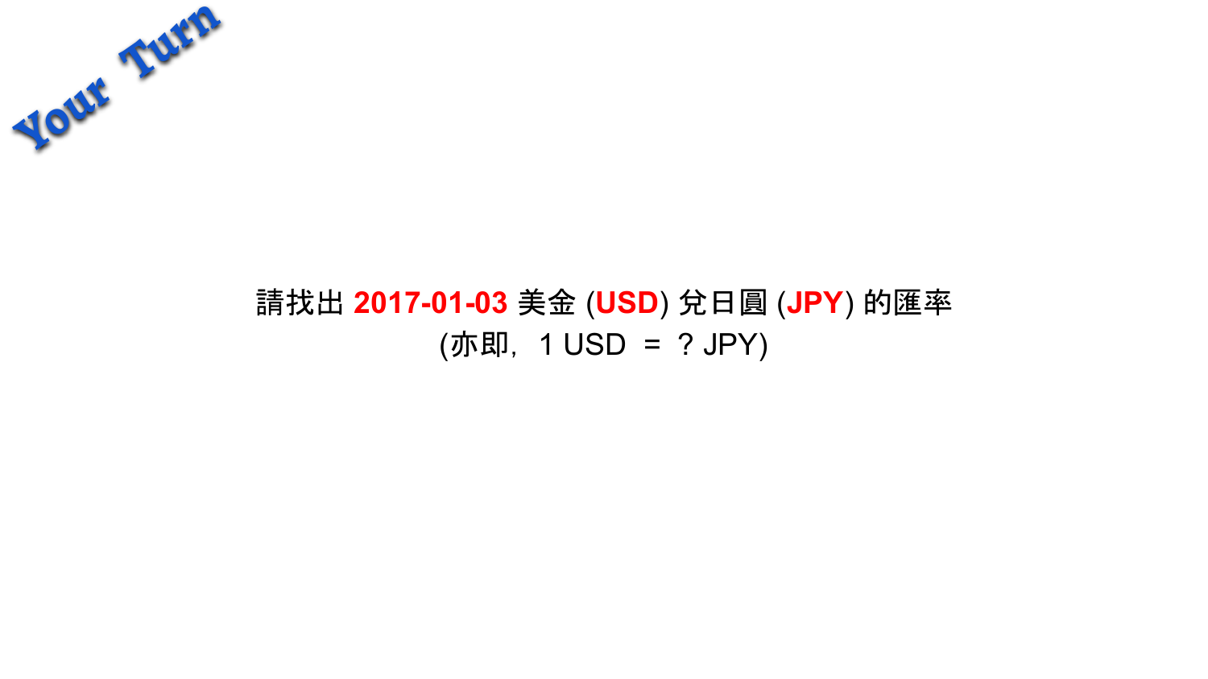# Your Turn

請找出 **2017-01-03** 美金 (**USD**) 兌日圓 (**JPY**) 的匯率

(亦即，1 USD ＝ ? JPY)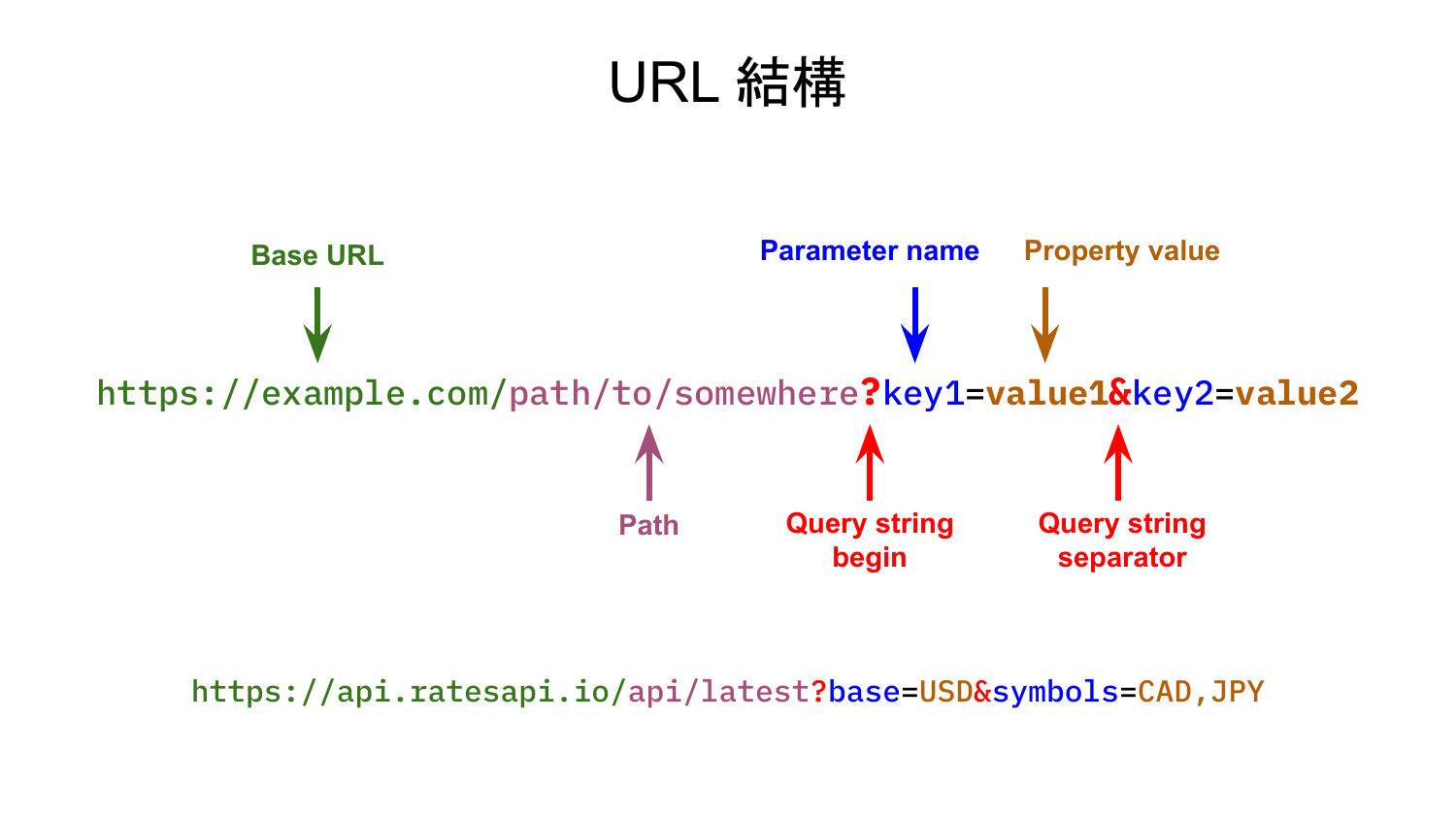# URL 結構

Base URL

Parameter name

Property value

```
https://example.com/path/to/somewhere?key1=value1&key2=value2
```

Path

Query string begin

Query string separator

```
https://api.ratesapi.io/api/latest?base=USD&symbols=CAD,JPY
```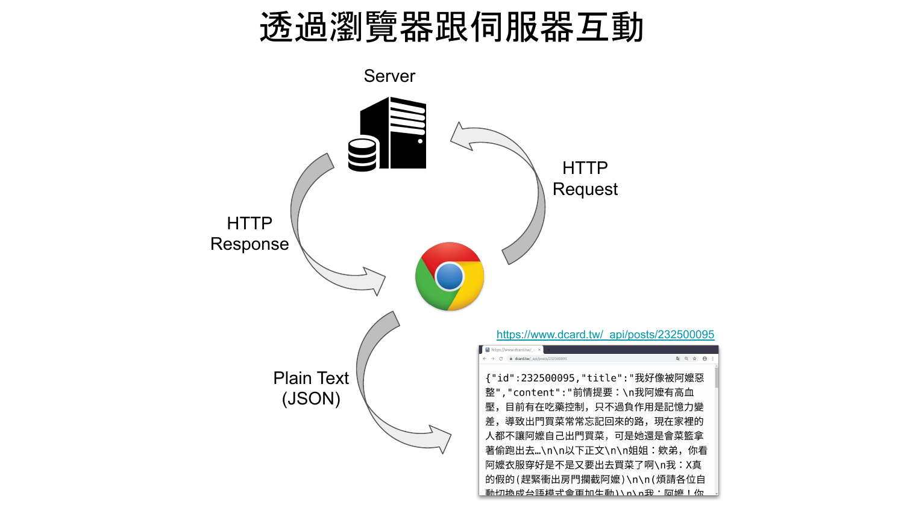# 透過瀏覽器跟伺服器互動

Server

HTTP Request

HTTP Response

Plain Text (JSON)

https://www.dcard.tw/_api/posts/232500095

```
{"id":232500095,"title":"我好像被阿嬤惡整","content":"前情提要：\n我阿嬤有高血壓，目前有在吃藥控制，只不過負作用是記憶力變差，導致出門買菜常常忘記回來的路，現在家裡的人都不讓阿嬤自己出門買菜，可是她還是會菜籃拿著偷跑出去…\n\n以下正文\n\n姐姐：欸弟，你看阿嬤衣服穿好是不是又要出去買菜了啊\n我：X真的假的(趕緊衝出房門攔截阿嬤)\n\n(煩請各位自動切換成台語模式會更加生動)\n\n我：阿嬤！你
```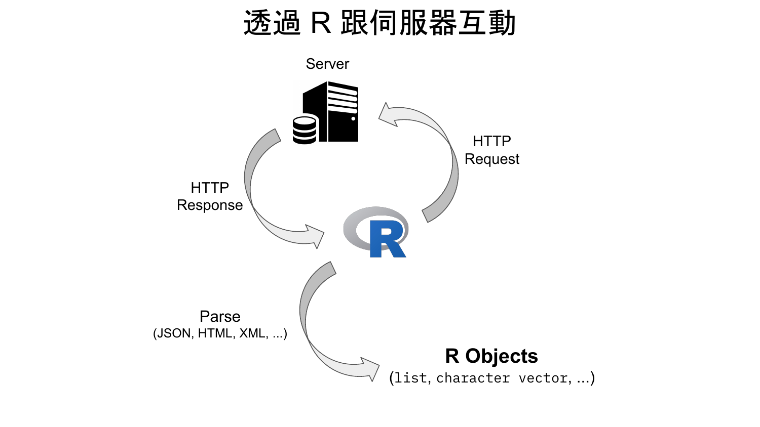# 透過 R 跟伺服器互動

Server

HTTP Request

HTTP Response

Parse (JSON, HTML, XML, ...)

**R Objects**

(`list`, `character vector`, ...)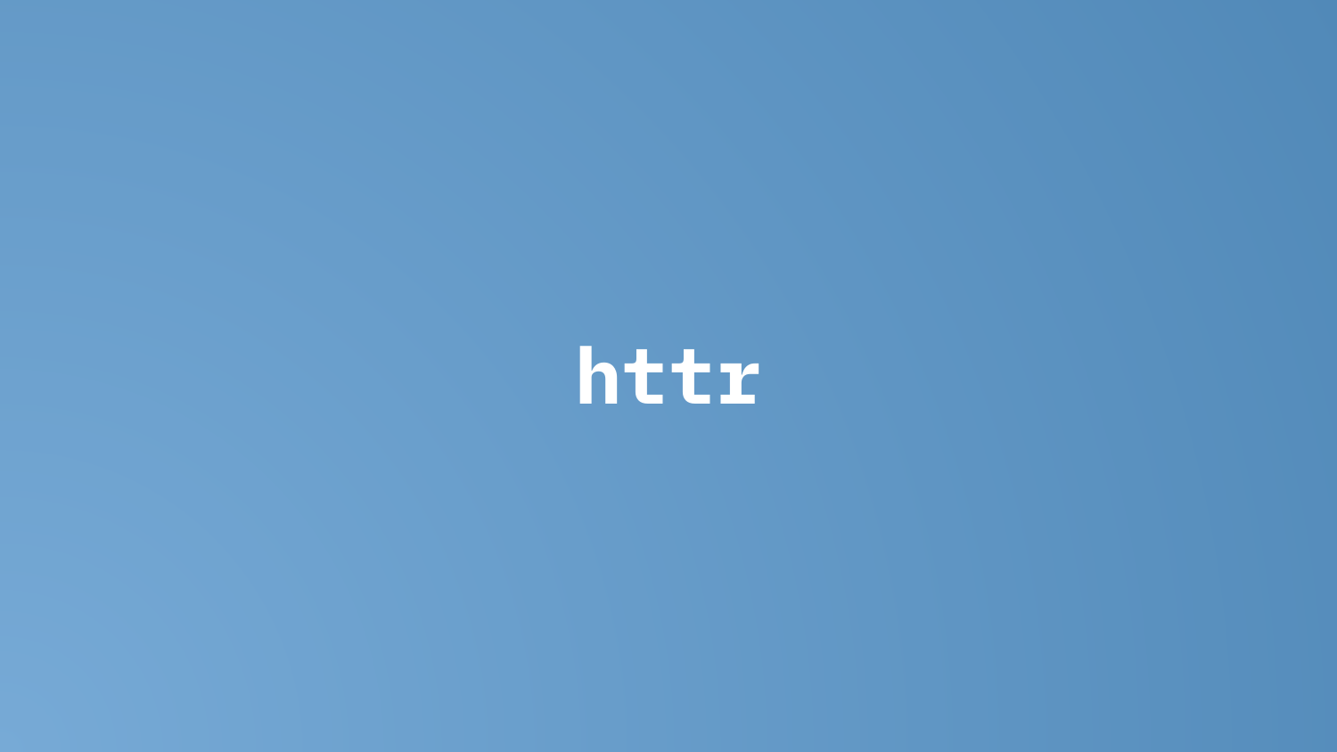# httr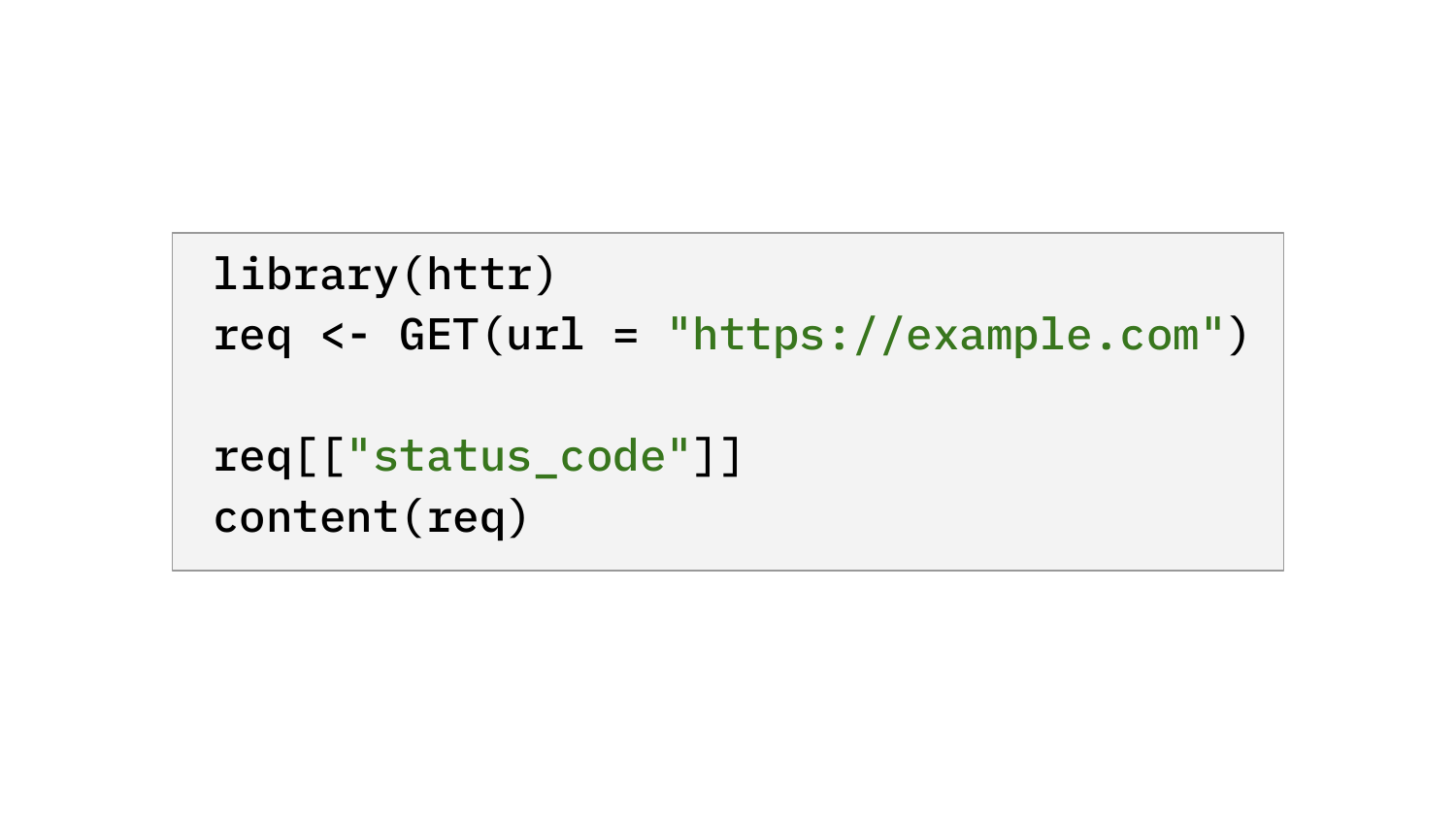```r
library(httr)
req <- GET(url = "https://example.com")

req[["status_code"]]
content(req)
```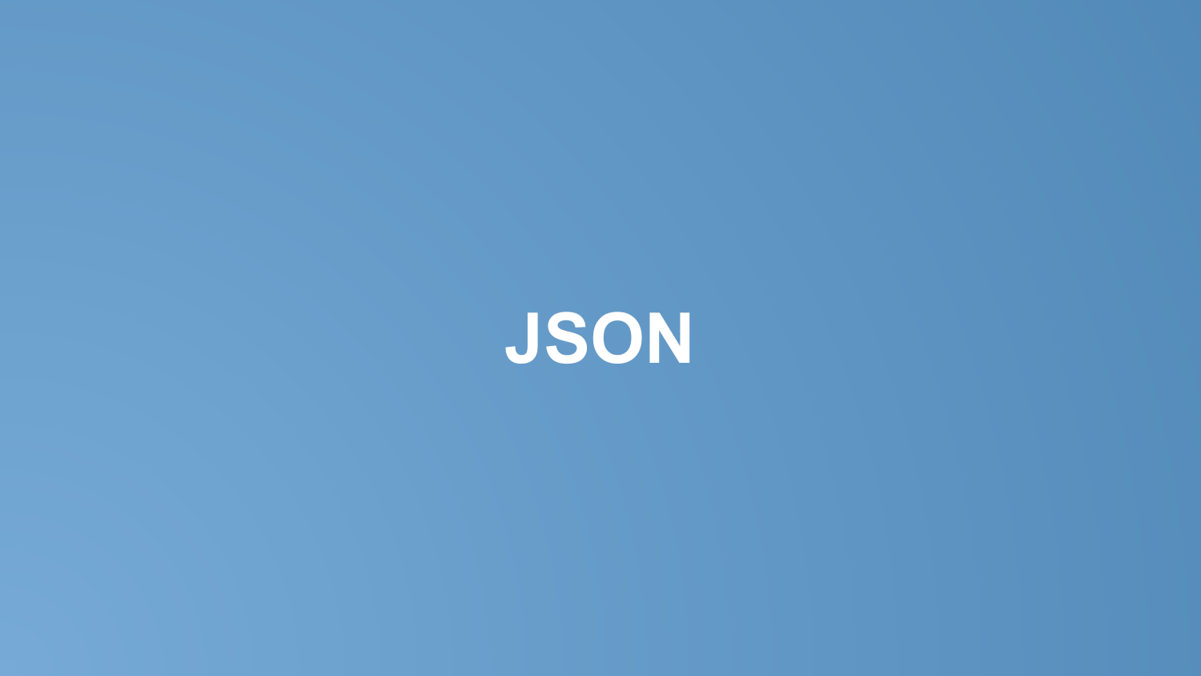# JSON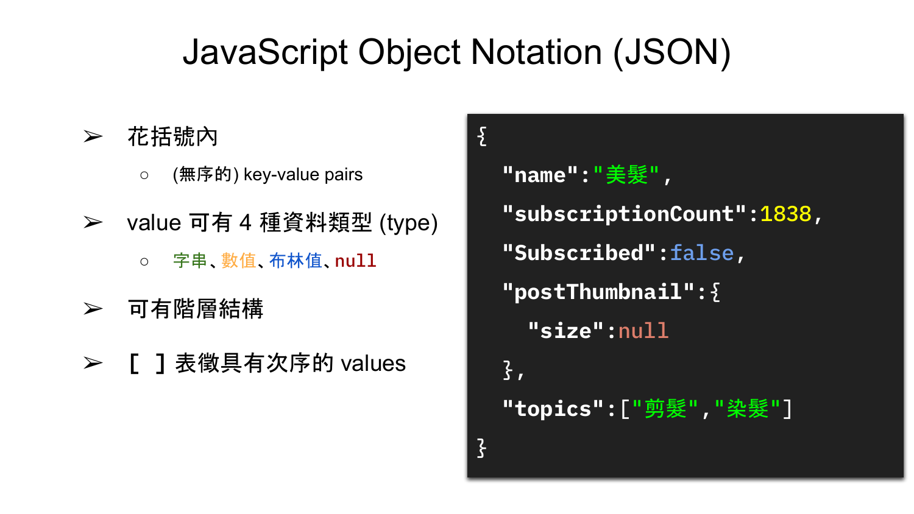# JavaScript Object Notation (JSON)

- 花括號內
  - (無序的) key-value pairs
- value 可有 4 種資料類型 (type)
  - 字串、數值、布林值、null
- 可有階層結構
- [ ] 表徵具有次序的 values

```
{
  "name":"美髮",
  "subscriptionCount":1838,
  "Subscribed":false,
  "postThumbnail":{
    "size":null
  },
  "topics":["剪髮","染髮"]
}
```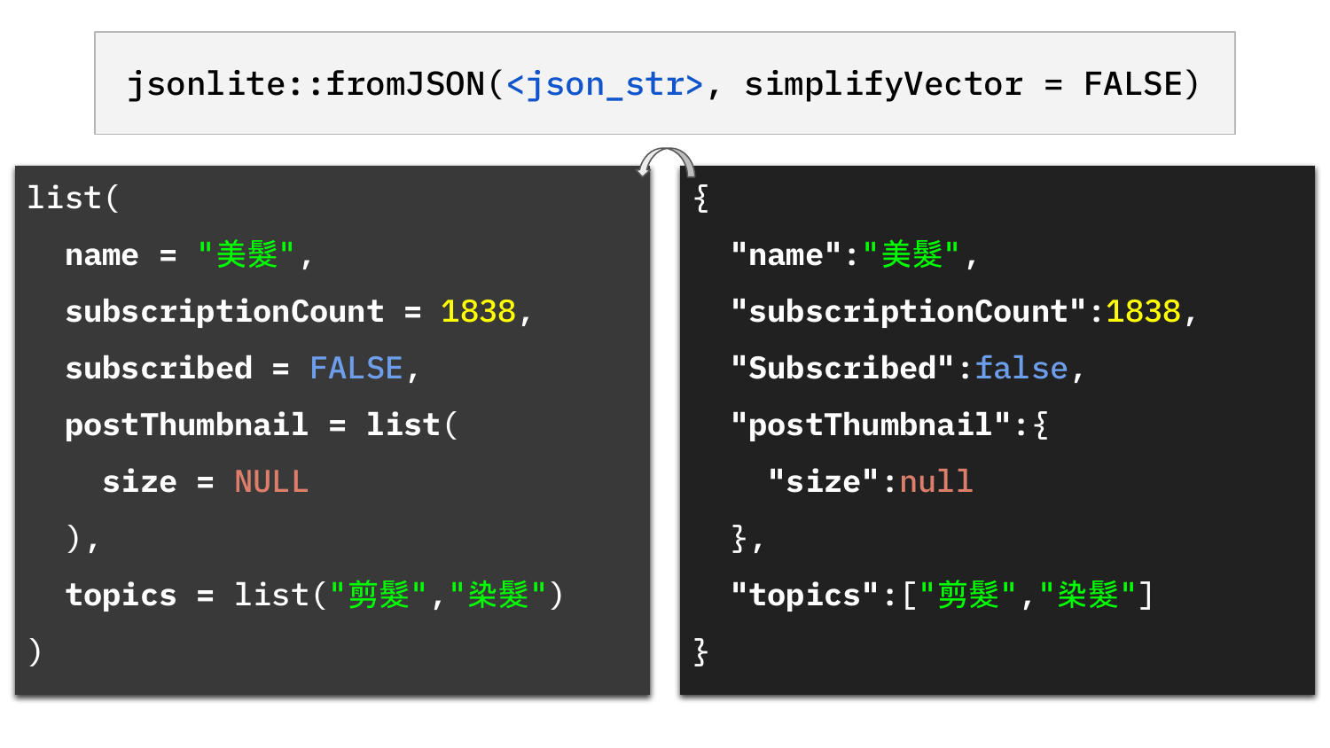```
jsonlite::fromJSON(<json_str>, simplifyVector = FALSE)
```

```
list(
  name = "美髮",
  subscriptionCount = 1838,
  subscribed = FALSE,
  postThumbnail = list(
    size = NULL
  ),
  topics = list("剪髮","染髮")
)
```

```
{
  "name":"美髮",
  "subscriptionCount":1838,
  "Subscribed":false,
  "postThumbnail":{
    "size":null
  },
  "topics":["剪髮","染髮"]
}
```